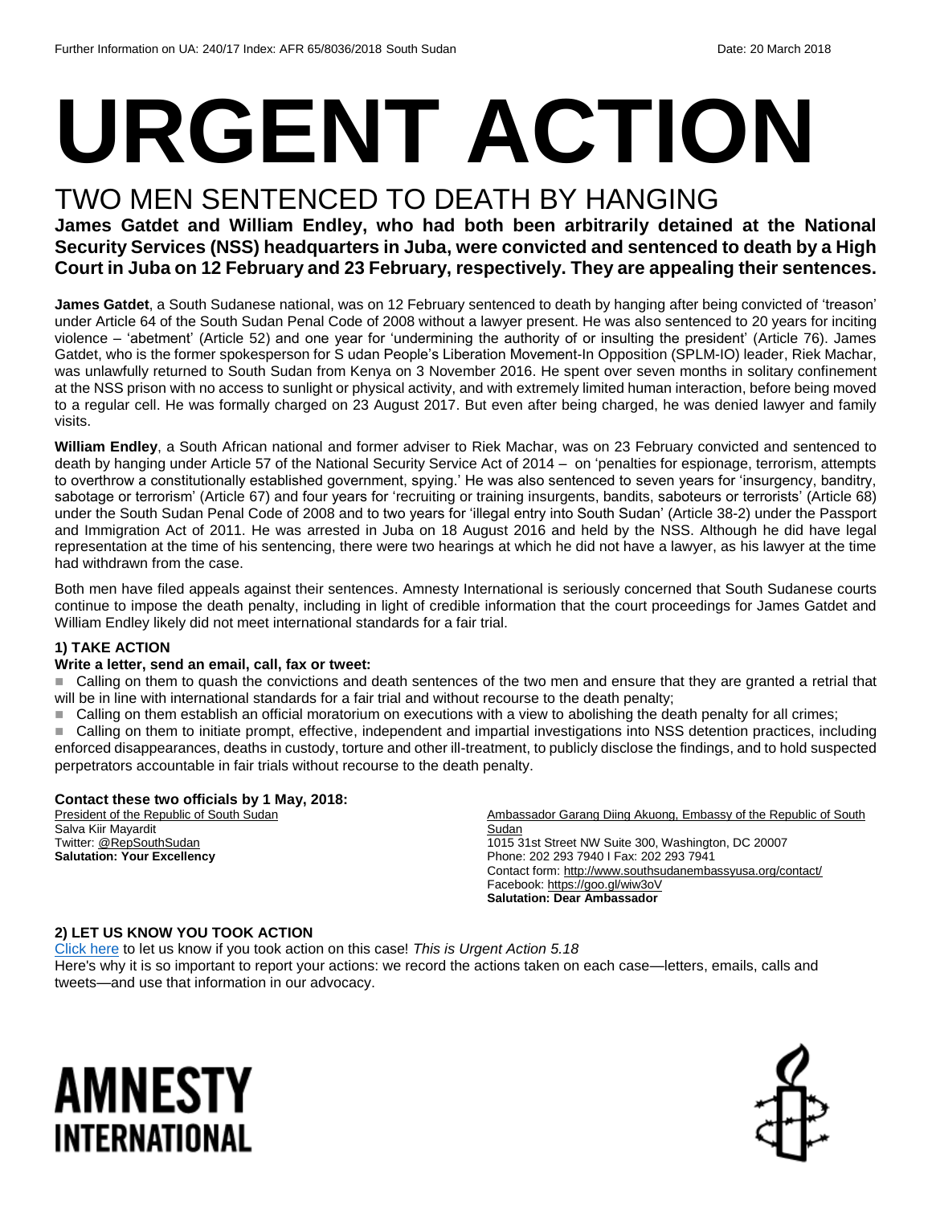# URGENT ACTION

## TWO MEN SENTENCED TO DEATH BY HANGING

**James Gatdet and William Endley, who had both been arbitrarily detained at the National Security Services (NSS) headquarters in Juba, were convicted and sentenced to death by a High Court in Juba on 12 February and 23 February, respectively. They are appealing their sentences.**

**James Gatdet**, a South Sudanese national, was on 12 February sentenced to death by hanging after being convicted of 'treason' under Article 64 of the South Sudan Penal Code of 2008 without a lawyer present. He was also sentenced to 20 years for inciting violence – 'abetment' (Article 52) and one year for 'undermining the authority of or insulting the president' (Article 76). James Gatdet, who is the former spokesperson for S udan People's Liberation Movement-In Opposition (SPLM-IO) leader, Riek Machar, was unlawfully returned to South Sudan from Kenya on 3 November 2016. He spent over seven months in solitary confinement at the NSS prison with no access to sunlight or physical activity, and with extremely limited human interaction, before being moved to a regular cell. He was formally charged on 23 August 2017. But even after being charged, he was denied lawyer and family visits.

**William Endley**, a South African national and former adviser to Riek Machar, was on 23 February convicted and sentenced to death by hanging under Article 57 of the National Security Service Act of 2014 – on 'penalties for espionage, terrorism, attempts to overthrow a constitutionally established government, spying.' He was also sentenced to seven years for 'insurgency, banditry, sabotage or terrorism' (Article 67) and four years for 'recruiting or training insurgents, bandits, saboteurs or terrorists' (Article 68) under the South Sudan Penal Code of 2008 and to two years for 'illegal entry into South Sudan' (Article 38-2) under the Passport and Immigration Act of 2011. He was arrested in Juba on 18 August 2016 and held by the NSS. Although he did have legal representation at the time of his sentencing, there were two hearings at which he did not have a lawyer, as his lawyer at the time had withdrawn from the case.

Both men have filed appeals against their sentences. Amnesty International is seriously concerned that South Sudanese courts continue to impose the death penalty, including in light of credible information that the court proceedings for James Gatdet and William Endley likely did not meet international standards for a fair trial.

### 1) TAKE ACTION

**Write a letter, send an email, call, fax or tweet:**

- Calling on them to quash the convictions and death sentences of the two men and ensure that they are granted a retrial that will be in line with international standards for a fair trial and without recourse to the death penalty;
- Calling on them establish an official moratorium on executions with a view to abolishing the death penalty for all crimes;
- Calling on them to initiate prompt, effective, independent and impartial investigations into NSS detention practices, including enforced disappearances, deaths in custody, torture and other ill-treatment, to publicly disclose the findings, and to hold suspected perpetrators accountable in fair trials without recourse to the death penalty.

**Contact these two officials by 1 May, 2018:**

President of the Republic of South Sudan
Salva Kiir Mayardit
Twitter: @RepSouthSudan
**Salutation: Your Excellency**

Ambassador Garang Diing Akuong, Embassy of the Republic of South Sudan
1015 31st Street NW Suite 300, Washington, DC 20007
Phone: 202 293 7940 I Fax: 202 293 7941
Contact form: http://www.southsudanembassyusa.org/contact/
Facebook: https://goo.gl/wiw3oV
**Salutation: Dear Ambassador**

### 2) LET US KNOW YOU TOOK ACTION

Click here to let us know if you took action on this case! *This is Urgent Action 5.18*
Here's why it is so important to report your actions: we record the actions taken on each case—letters, emails, calls and tweets—and use that information in our advocacy.

AMNESTY INTERNATIONAL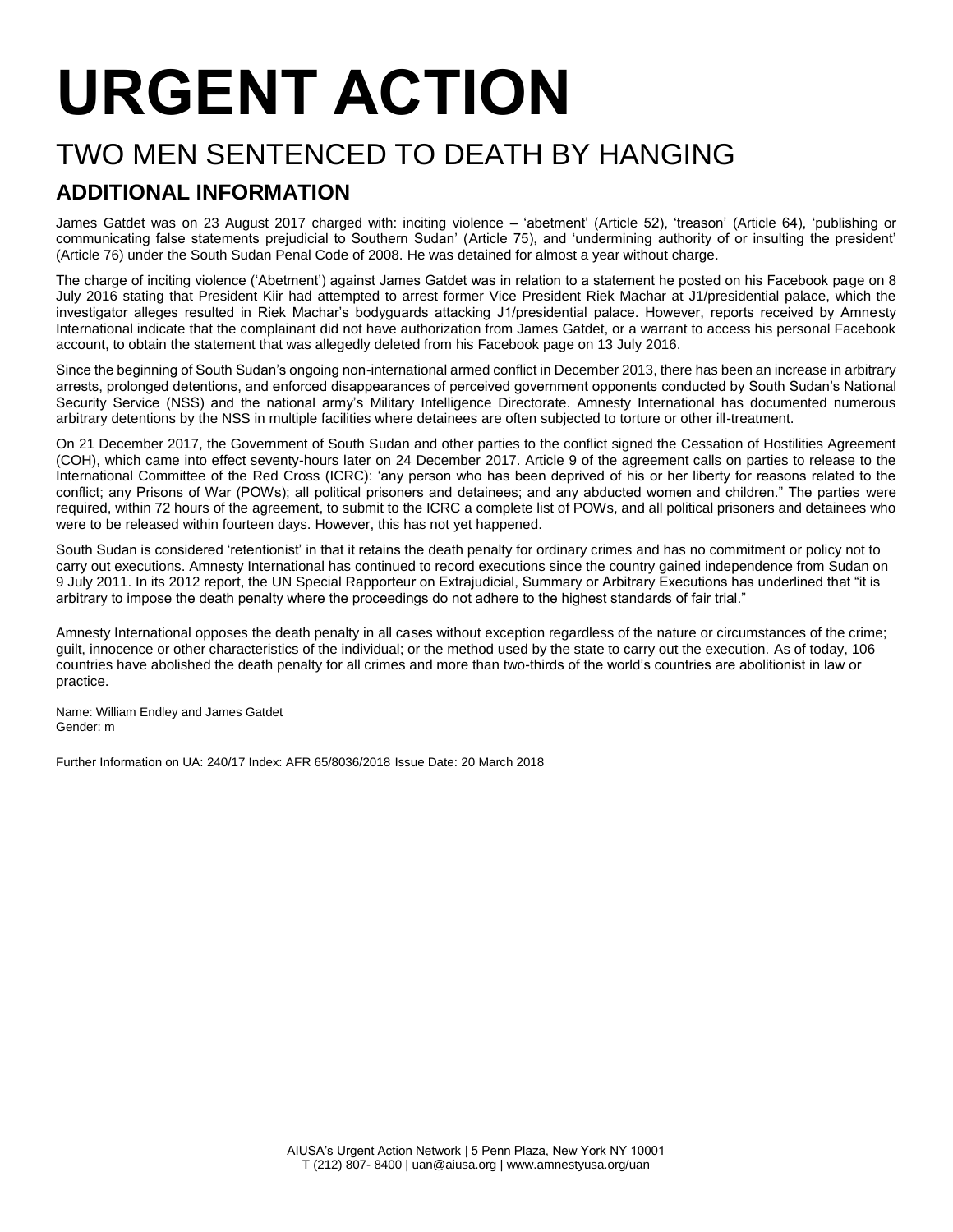# URGENT ACTION

## TWO MEN SENTENCED TO DEATH BY HANGING

### ADDITIONAL INFORMATION

James Gatdet was on 23 August 2017 charged with: inciting violence – 'abetment' (Article 52), 'treason' (Article 64), 'publishing or communicating false statements prejudicial to Southern Sudan' (Article 75), and 'undermining authority of or insulting the president' (Article 76) under the South Sudan Penal Code of 2008. He was detained for almost a year without charge.

The charge of inciting violence ('Abetment') against James Gatdet was in relation to a statement he posted on his Facebook page on 8 July 2016 stating that President Kiir had attempted to arrest former Vice President Riek Machar at J1/presidential palace, which the investigator alleges resulted in Riek Machar's bodyguards attacking J1/presidential palace. However, reports received by Amnesty International indicate that the complainant did not have authorization from James Gatdet, or a warrant to access his personal Facebook account, to obtain the statement that was allegedly deleted from his Facebook page on 13 July 2016.

Since the beginning of South Sudan's ongoing non-international armed conflict in December 2013, there has been an increase in arbitrary arrests, prolonged detentions, and enforced disappearances of perceived government opponents conducted by South Sudan's National Security Service (NSS) and the national army's Military Intelligence Directorate. Amnesty International has documented numerous arbitrary detentions by the NSS in multiple facilities where detainees are often subjected to torture or other ill-treatment.

On 21 December 2017, the Government of South Sudan and other parties to the conflict signed the Cessation of Hostilities Agreement (COH), which came into effect seventy-hours later on 24 December 2017. Article 9 of the agreement calls on parties to release to the International Committee of the Red Cross (ICRC): 'any person who has been deprived of his or her liberty for reasons related to the conflict; any Prisons of War (POWs); all political prisoners and detainees; and any abducted women and children." The parties were required, within 72 hours of the agreement, to submit to the ICRC a complete list of POWs, and all political prisoners and detainees who were to be released within fourteen days. However, this has not yet happened.

South Sudan is considered 'retentionist' in that it retains the death penalty for ordinary crimes and has no commitment or policy not to carry out executions. Amnesty International has continued to record executions since the country gained independence from Sudan on 9 July 2011. In its 2012 report, the UN Special Rapporteur on Extrajudicial, Summary or Arbitrary Executions has underlined that "it is arbitrary to impose the death penalty where the proceedings do not adhere to the highest standards of fair trial."

Amnesty International opposes the death penalty in all cases without exception regardless of the nature or circumstances of the crime; guilt, innocence or other characteristics of the individual; or the method used by the state to carry out the execution. As of today, 106 countries have abolished the death penalty for all crimes and more than two-thirds of the world's countries are abolitionist in law or practice.

Name: William Endley and James Gatdet
Gender: m

Further Information on UA: 240/17 Index: AFR 65/8036/2018 Issue Date: 20 March 2018

AIUSA's Urgent Action Network | 5 Penn Plaza, New York NY 10001
T (212) 807- 8400 | uan@aiusa.org | www.amnestyusa.org/uan